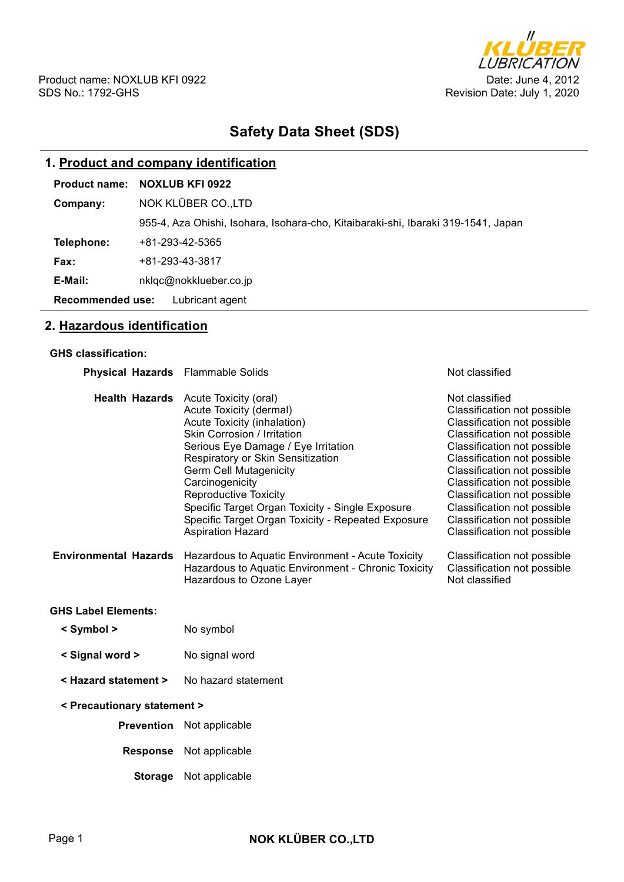Product name: NOXLUB KFI 0922
SDS No.: 1792-GHS

Date: June 4, 2012
Revision Date: July 1, 2020

# Safety Data Sheet (SDS)

## 1. Product and company identification

**Product name:** **NOXLUB KFI 0922**

**Company:** NOK KLÜBER CO.,LTD

955-4, Aza Ohishi, Isohara, Isohara-cho, Kitaibaraki-shi, Ibaraki 319-1541, Japan

**Telephone:** +81-293-42-5365

**Fax:** +81-293-43-3817

**E-Mail:** nklqc@nokklueber.co.jp

**Recommended use:** Lubricant agent

## 2. Hazardous identification

**GHS classification:**

| | | |
|---|---|---|
| **Physical Hazards** | Flammable Solids | Not classified |
| **Health Hazards** | Acute Toxicity (oral) | Not classified |
| | Acute Toxicity (dermal) | Classification not possible |
| | Acute Toxicity (inhalation) | Classification not possible |
| | Skin Corrosion / Irritation | Classification not possible |
| | Serious Eye Damage / Eye Irritation | Classification not possible |
| | Respiratory or Skin Sensitization | Classification not possible |
| | Germ Cell Mutagenicity | Classification not possible |
| | Carcinogenicity | Classification not possible |
| | Reproductive Toxicity | Classification not possible |
| | Specific Target Organ Toxicity - Single Exposure | Classification not possible |
| | Specific Target Organ Toxicity - Repeated Exposure | Classification not possible |
| | Aspiration Hazard | Classification not possible |
| **Environmental Hazards** | Hazardous to Aquatic Environment - Acute Toxicity | Classification not possible |
| | Hazardous to Aquatic Environment - Chronic Toxicity | Classification not possible |
| | Hazardous to Ozone Layer | Not classified |

**GHS Label Elements:**

**< Symbol >** No symbol

**< Signal word >** No signal word

**< Hazard statement >** No hazard statement

**< Precautionary statement >**

**Prevention** Not applicable

**Response** Not applicable

**Storage** Not applicable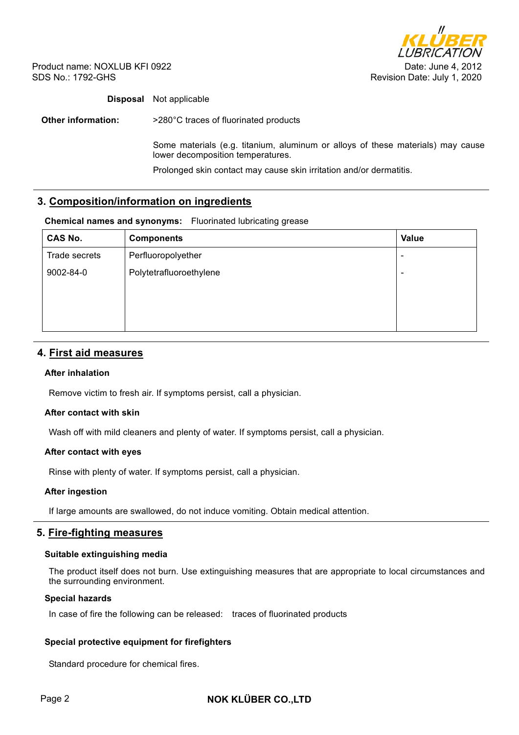**Disposal** Not applicable

**Other information:** >280°C traces of fluorinated products

Some materials (e.g. titanium, aluminum or alloys of these materials) may cause lower decomposition temperatures.

Prolonged skin contact may cause skin irritation and/or dermatitis.

## 3. Composition/information on ingredients

**Chemical names and synonyms:** Fluorinated lubricating grease

| CAS No. | Components | Value |
|---|---|---|
| Trade secrets | Perfluoropolyether | - |
| 9002-84-0 | Polytetrafluoroethylene | - |

## 4. First aid measures

**After inhalation**

Remove victim to fresh air. If symptoms persist, call a physician.

**After contact with skin**

Wash off with mild cleaners and plenty of water. If symptoms persist, call a physician.

**After contact with eyes**

Rinse with plenty of water. If symptoms persist, call a physician.

**After ingestion**

If large amounts are swallowed, do not induce vomiting. Obtain medical attention.

## 5. Fire-fighting measures

**Suitable extinguishing media**

The product itself does not burn. Use extinguishing measures that are appropriate to local circumstances and the surrounding environment.

**Special hazards**

In case of fire the following can be released: traces of fluorinated products

**Special protective equipment for firefighters**

Standard procedure for chemical fires.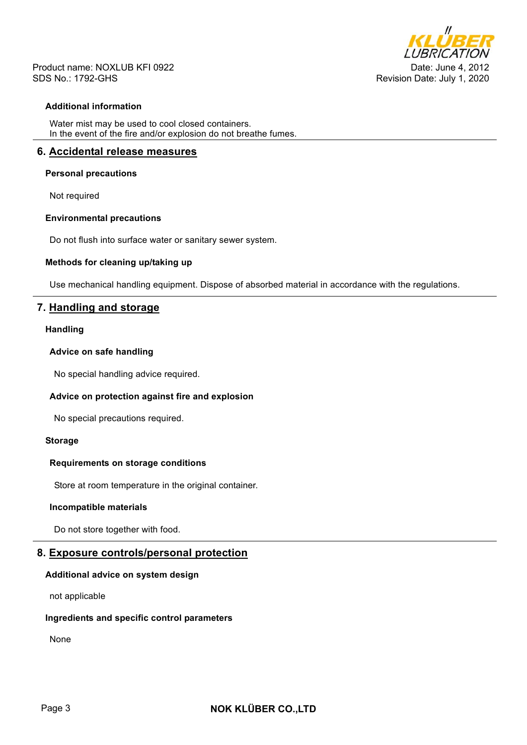#### Additional information

Water mist may be used to cool closed containers.
In the event of the fire and/or explosion do not breathe fumes.

## 6. Accidental release measures

#### Personal precautions

Not required

#### Environmental precautions

Do not flush into surface water or sanitary sewer system.

#### Methods for cleaning up/taking up

Use mechanical handling equipment. Dispose of absorbed material in accordance with the regulations.

## 7. Handling and storage

#### Handling

##### Advice on safe handling

No special handling advice required.

##### Advice on protection against fire and explosion

No special precautions required.

#### Storage

##### Requirements on storage conditions

Store at room temperature in the original container.

##### Incompatible materials

Do not store together with food.

## 8. Exposure controls/personal protection

#### Additional advice on system design

not applicable

#### Ingredients and specific control parameters

None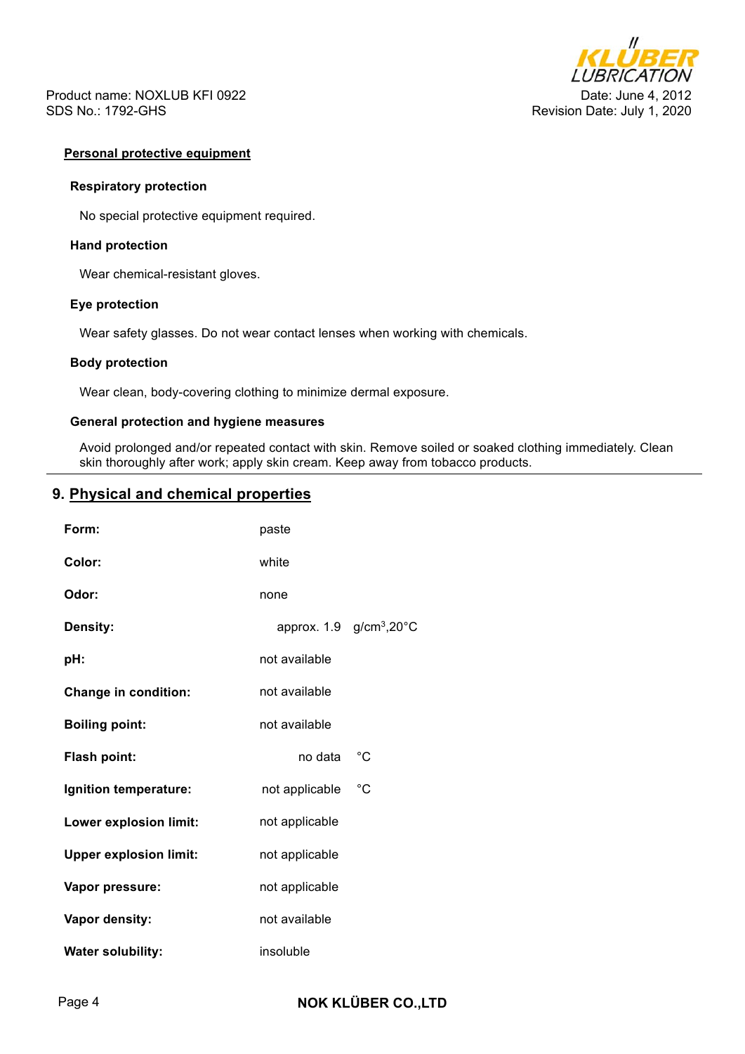### Personal protective equipment

**Respiratory protection**

No special protective equipment required.

**Hand protection**

Wear chemical-resistant gloves.

**Eye protection**

Wear safety glasses. Do not wear contact lenses when working with chemicals.

**Body protection**

Wear clean, body-covering clothing to minimize dermal exposure.

**General protection and hygiene measures**

Avoid prolonged and/or repeated contact with skin. Remove soiled or soaked clothing immediately. Clean skin thoroughly after work; apply skin cream. Keep away from tobacco products.

## 9. Physical and chemical properties

| | |
|---|---|
| **Form:** | paste |
| **Color:** | white |
| **Odor:** | none |
| **Density:** | approx. 1.9 $g/cm^3$,20°C |
| **pH:** | not available |
| **Change in condition:** | not available |
| **Boiling point:** | not available |
| **Flash point:** | no data °C |
| **Ignition temperature:** | not applicable °C |
| **Lower explosion limit:** | not applicable |
| **Upper explosion limit:** | not applicable |
| **Vapor pressure:** | not applicable |
| **Vapor density:** | not available |
| **Water solubility:** | insoluble |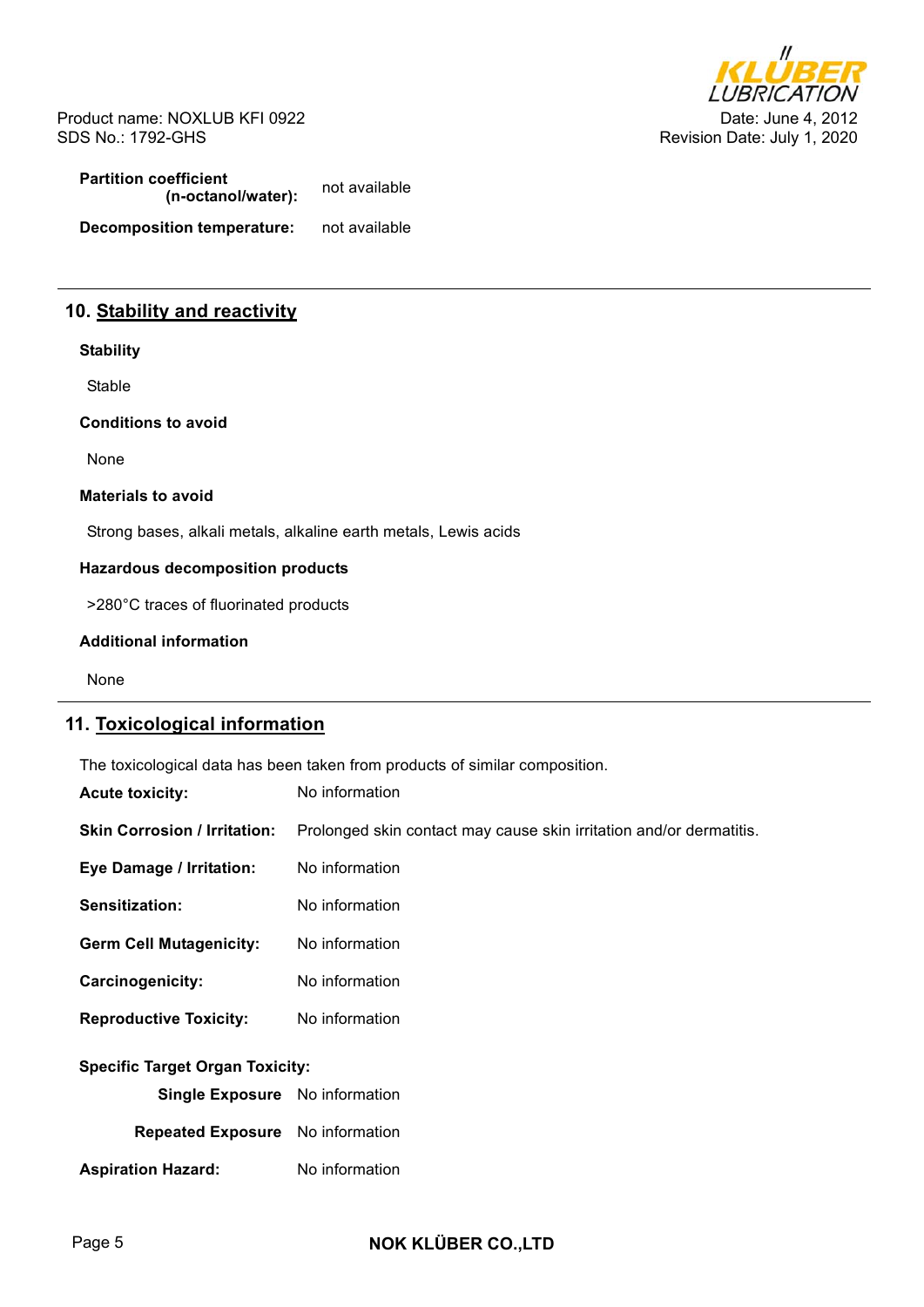**Partition coefficient (n-octanol/water):** not available

**Decomposition temperature:** not available

## 10. Stability and reactivity

**Stability**

Stable

**Conditions to avoid**

None

**Materials to avoid**

Strong bases, alkali metals, alkaline earth metals, Lewis acids

**Hazardous decomposition products**

>280°C traces of fluorinated products

**Additional information**

None

## 11. Toxicological information

The toxicological data has been taken from products of similar composition.

**Acute toxicity:** No information

**Skin Corrosion / Irritation:** Prolonged skin contact may cause skin irritation and/or dermatitis.

**Eye Damage / Irritation:** No information

**Sensitization:** No information

**Germ Cell Mutagenicity:** No information

**Carcinogenicity:** No information

**Reproductive Toxicity:** No information

**Specific Target Organ Toxicity:**

**Single Exposure** No information

**Repeated Exposure** No information

**Aspiration Hazard:** No information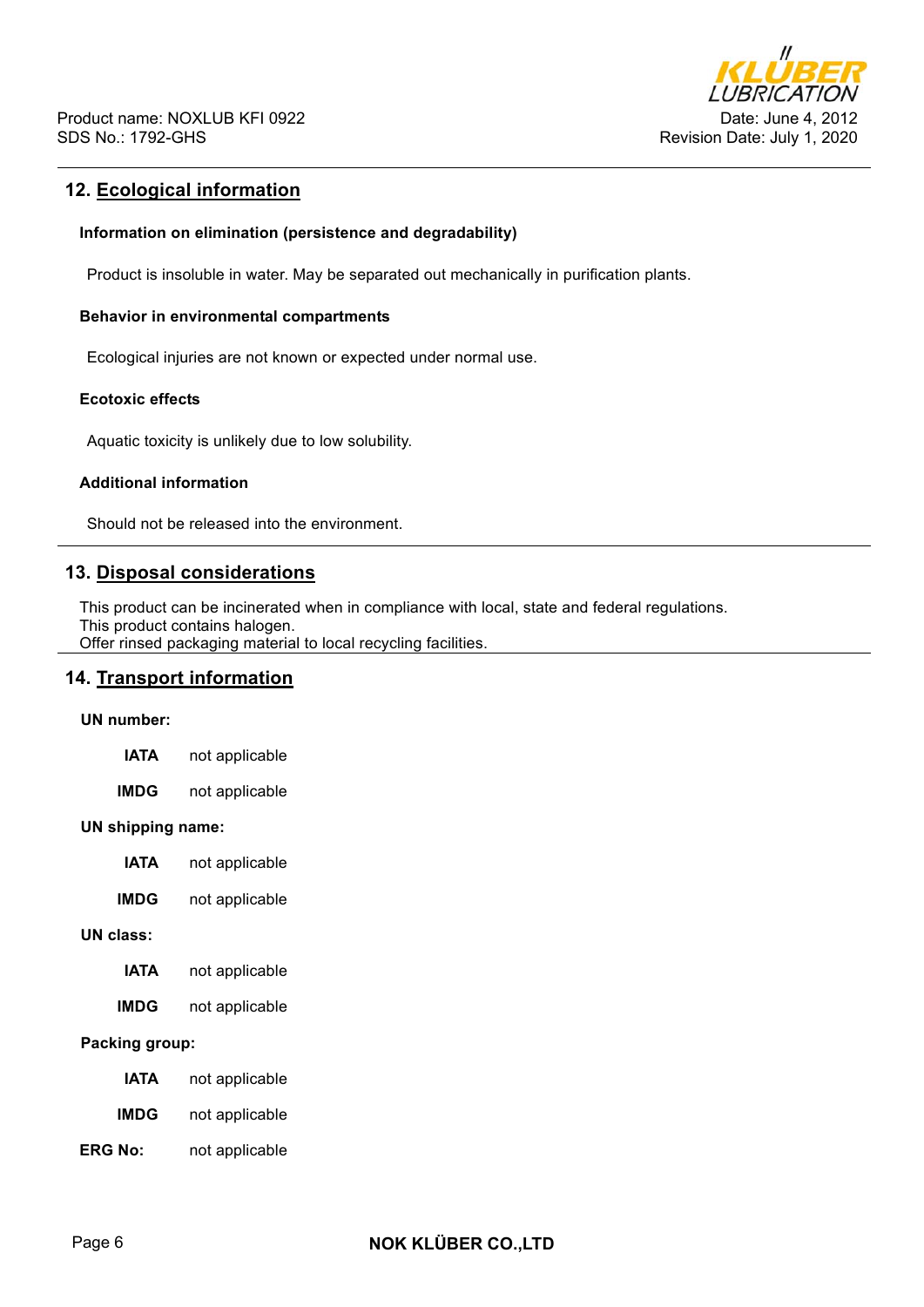## 12. Ecological information

### Information on elimination (persistence and degradability)

Product is insoluble in water. May be separated out mechanically in purification plants.

### Behavior in environmental compartments

Ecological injuries are not known or expected under normal use.

### Ecotoxic effects

Aquatic toxicity is unlikely due to low solubility.

### Additional information

Should not be released into the environment.

## 13. Disposal considerations

This product can be incinerated when in compliance with local, state and federal regulations.
This product contains halogen.
Offer rinsed packaging material to local recycling facilities.

## 14. Transport information

**UN number:**

| | |
|---|---|
| **IATA** | not applicable |
| **IMDG** | not applicable |

**UN shipping name:**

| | |
|---|---|
| **IATA** | not applicable |
| **IMDG** | not applicable |

**UN class:**

| | |
|---|---|
| **IATA** | not applicable |
| **IMDG** | not applicable |

**Packing group:**

| | |
|---|---|
| **IATA** | not applicable |
| **IMDG** | not applicable |

**ERG No:** not applicable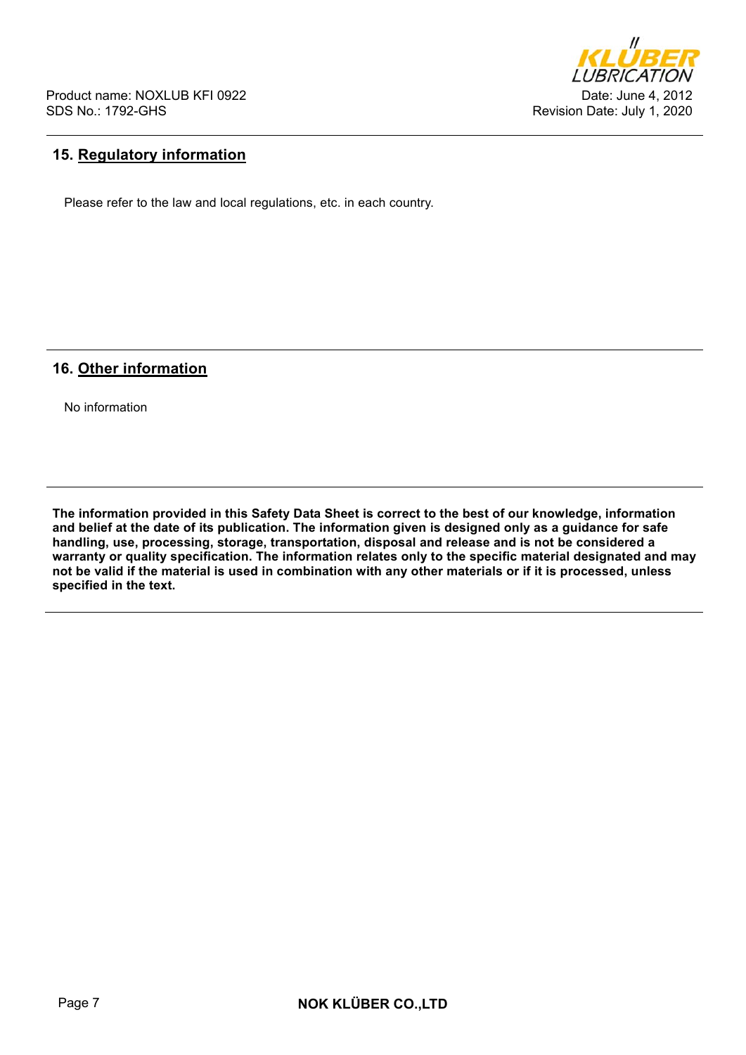## 15. Regulatory information

Please refer to the law and local regulations, etc. in each country.

## 16. Other information

No information

**The information provided in this Safety Data Sheet is correct to the best of our knowledge, information and belief at the date of its publication. The information given is designed only as a guidance for safe handling, use, processing, storage, transportation, disposal and release and is not be considered a warranty or quality specification. The information relates only to the specific material designated and may not be valid if the material is used in combination with any other materials or if it is processed, unless specified in the text.**